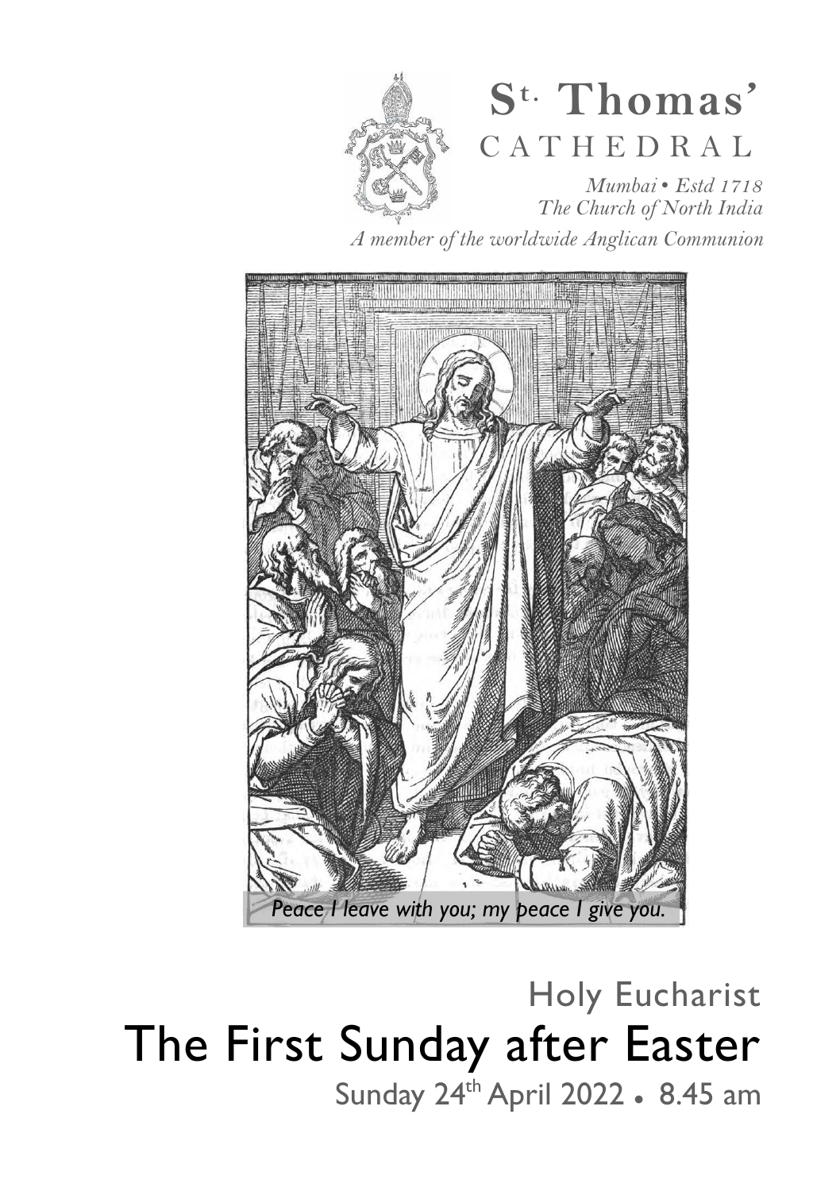# St. Thomas' CATHEDRAL

*Mumbai • Estd 1718*
*The Church of North India*

*A member of the worldwide Anglican Communion*

*Peace I leave with you; my peace I give you.*

## Holy Eucharist

# The First Sunday after Easter

Sunday 24th April 2022 • 8.45 am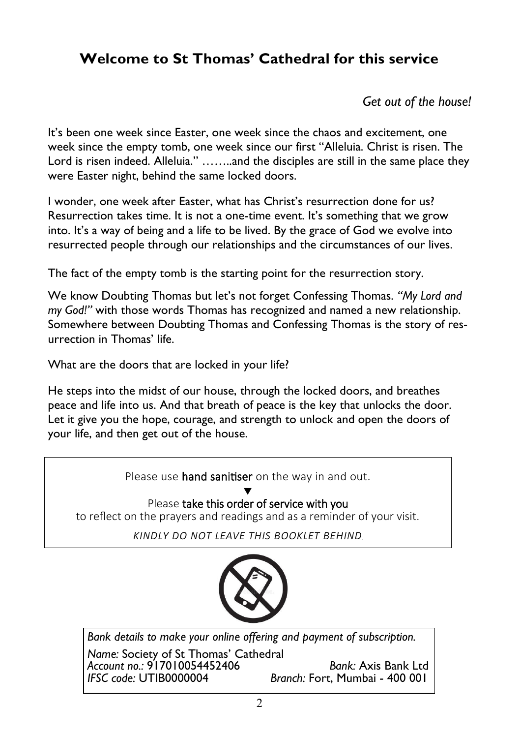# Welcome to St Thomas' Cathedral for this service

*Get out of the house!*

It's been one week since Easter, one week since the chaos and excitement, one week since the empty tomb, one week since our first "Alleluia. Christ is risen. The Lord is risen indeed. Alleluia." ……..and the disciples are still in the same place they were Easter night, behind the same locked doors.

I wonder, one week after Easter, what has Christ's resurrection done for us? Resurrection takes time. It is not a one-time event. It's something that we grow into. It's a way of being and a life to be lived. By the grace of God we evolve into resurrected people through our relationships and the circumstances of our lives.

The fact of the empty tomb is the starting point for the resurrection story.

We know Doubting Thomas but let's not forget Confessing Thomas. *"My Lord and my God!"* with those words Thomas has recognized and named a new relationship. Somewhere between Doubting Thomas and Confessing Thomas is the story of resurrection in Thomas' life.

What are the doors that are locked in your life?

He steps into the midst of our house, through the locked doors, and breathes peace and life into us. And that breath of peace is the key that unlocks the door. Let it give you the hope, courage, and strength to unlock and open the doors of your life, and then get out of the house.

Please use **hand sanitiser** on the way in and out.

▼

Please **take this order of service with you**
to reflect on the prayers and readings and as a reminder of your visit.

*KINDLY DO NOT LEAVE THIS BOOKLET BEHIND*

*Bank details to make your online offering and payment of subscription.*

*Name:* Society of St Thomas' Cathedral
*Account no.:* 917010054452406 *Bank:* Axis Bank Ltd
*IFSC code:* UTIB0000004 *Branch:* Fort, Mumbai - 400 001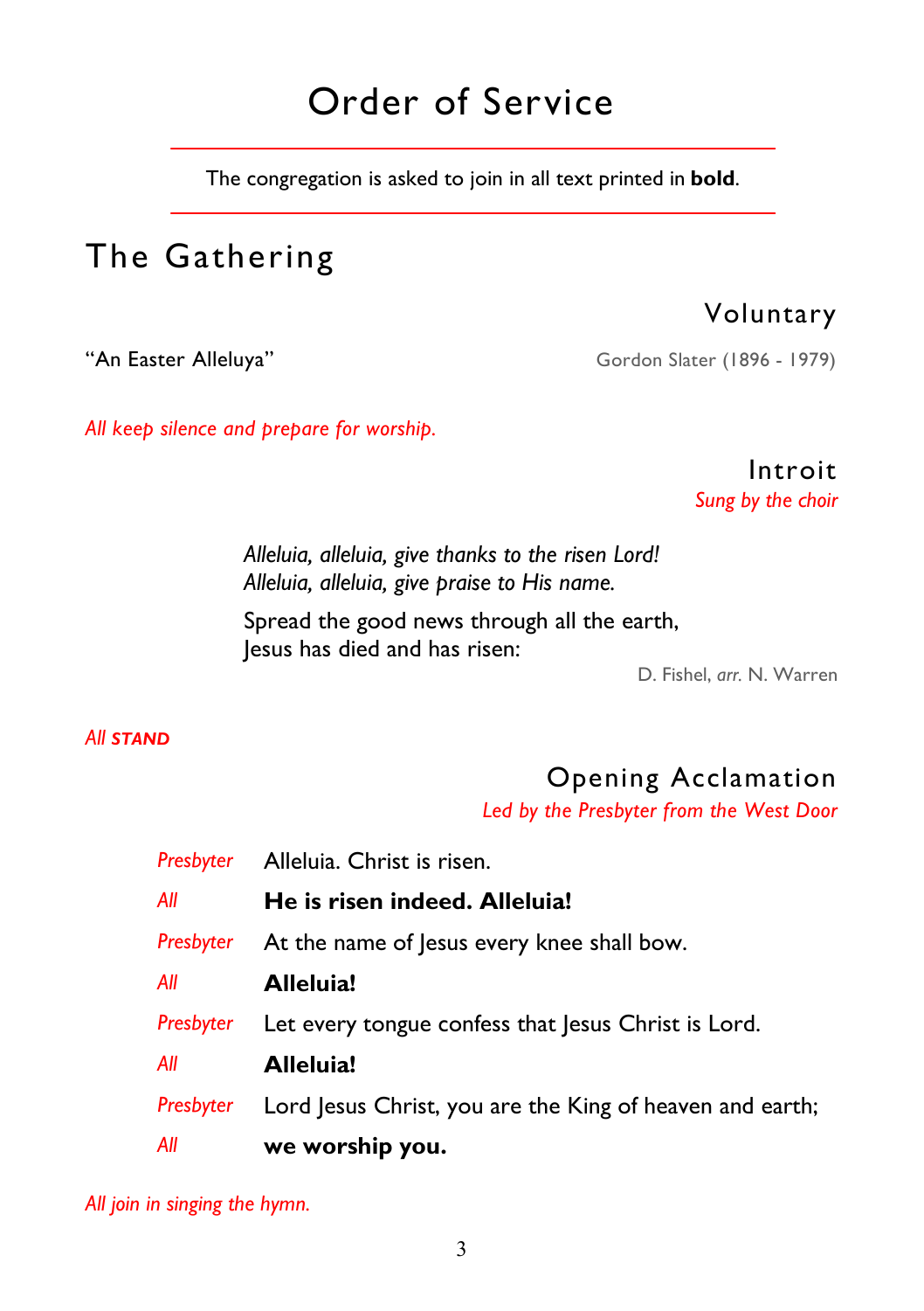# Order of Service

The congregation is asked to join in all text printed in **bold**.

## The Gathering

### Voluntary

"An Easter Alleluya" Gordon Slater (1896 - 1979)

*All keep silence and prepare for worship.*

### Introit

*Sung by the choir*

*Alleluia, alleluia, give thanks to the risen Lord!*
*Alleluia, alleluia, give praise to His name.*

Spread the good news through all the earth,
Jesus has died and has risen:

D. Fishel, *arr.* N. Warren

*All* ***STAND***

### Opening Acclamation

*Led by the Presbyter from the West Door*

*Presbyter* Alleluia. Christ is risen.

*All* **He is risen indeed. Alleluia!**

*Presbyter* At the name of Jesus every knee shall bow.

*All* **Alleluia!**

*Presbyter* Let every tongue confess that Jesus Christ is Lord.

*All* **Alleluia!**

*Presbyter* Lord Jesus Christ, you are the King of heaven and earth;

*All* **we worship you.**

*All join in singing the hymn.*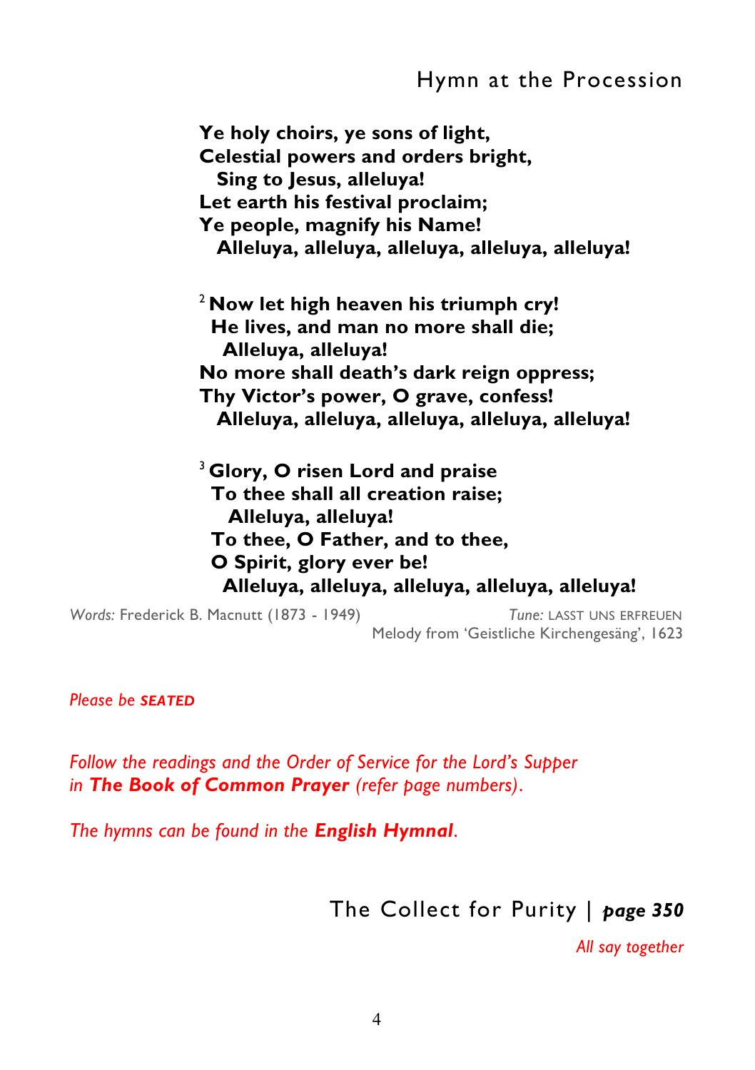## Hymn at the Procession

**Ye holy choirs, ye sons of light,**
**Celestial powers and orders bright,**
**Sing to Jesus, alleluya!**
**Let earth his festival proclaim;**
**Ye people, magnify his Name!**
**Alleluya, alleluya, alleluya, alleluya, alleluya!**

2 **Now let high heaven his triumph cry!**
**He lives, and man no more shall die;**
**Alleluya, alleluya!**
**No more shall death's dark reign oppress;**
**Thy Victor's power, O grave, confess!**
**Alleluya, alleluya, alleluya, alleluya, alleluya!**

3 **Glory, O risen Lord and praise**
**To thee shall all creation raise;**
**Alleluya, alleluya!**
**To thee, O Father, and to thee,**
**O Spirit, glory ever be!**
**Alleluya, alleluya, alleluya, alleluya, alleluya!**

*Words:* Frederick B. Macnutt (1873 - 1949)

*Tune:* LASST UNS ERFREUEN
Melody from 'Geistliche Kirchengesäng', 1623

*Please be **SEATED***

*Follow the readings and the Order of Service for the Lord's Supper in **The Book of Common Prayer** (refer page numbers).*

*The hymns can be found in the **English Hymnal**.*

## The Collect for Purity | *page 350*

*All say together*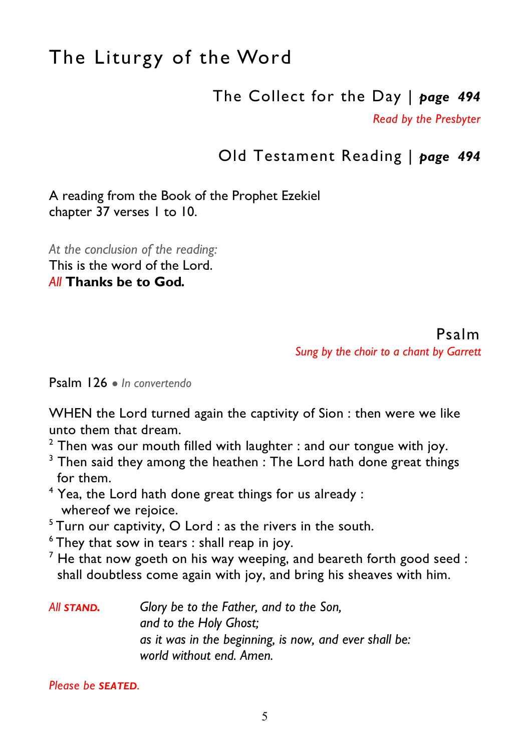# The Liturgy of the Word

## The Collect for the Day | *page 494*

*Read by the Presbyter*

## Old Testament Reading | *page 494*

A reading from the Book of the Prophet Ezekiel
chapter 37 verses 1 to 10.

*At the conclusion of the reading:*
This is the word of the Lord.
*All* **Thanks be to God.**

## Psalm

*Sung by the choir to a chant by Garrett*

Psalm 126 • *In convertendo*

WHEN the Lord turned again the captivity of Sion : then were we like unto them that dream.
[2] Then was our mouth filled with laughter : and our tongue with joy.
[3] Then said they among the heathen : The Lord hath done great things for them.
[4] Yea, the Lord hath done great things for us already : whereof we rejoice.
[5] Turn our captivity, O Lord : as the rivers in the south.
[6] They that sow in tears : shall reap in joy.
[7] He that now goeth on his way weeping, and beareth forth good seed : shall doubtless come again with joy, and bring his sheaves with him.

*All* **STAND.** *Glory be to the Father, and to the Son,*
*and to the Holy Ghost;*
*as it was in the beginning, is now, and ever shall be:*
*world without end. Amen.*

*Please be* **SEATED.**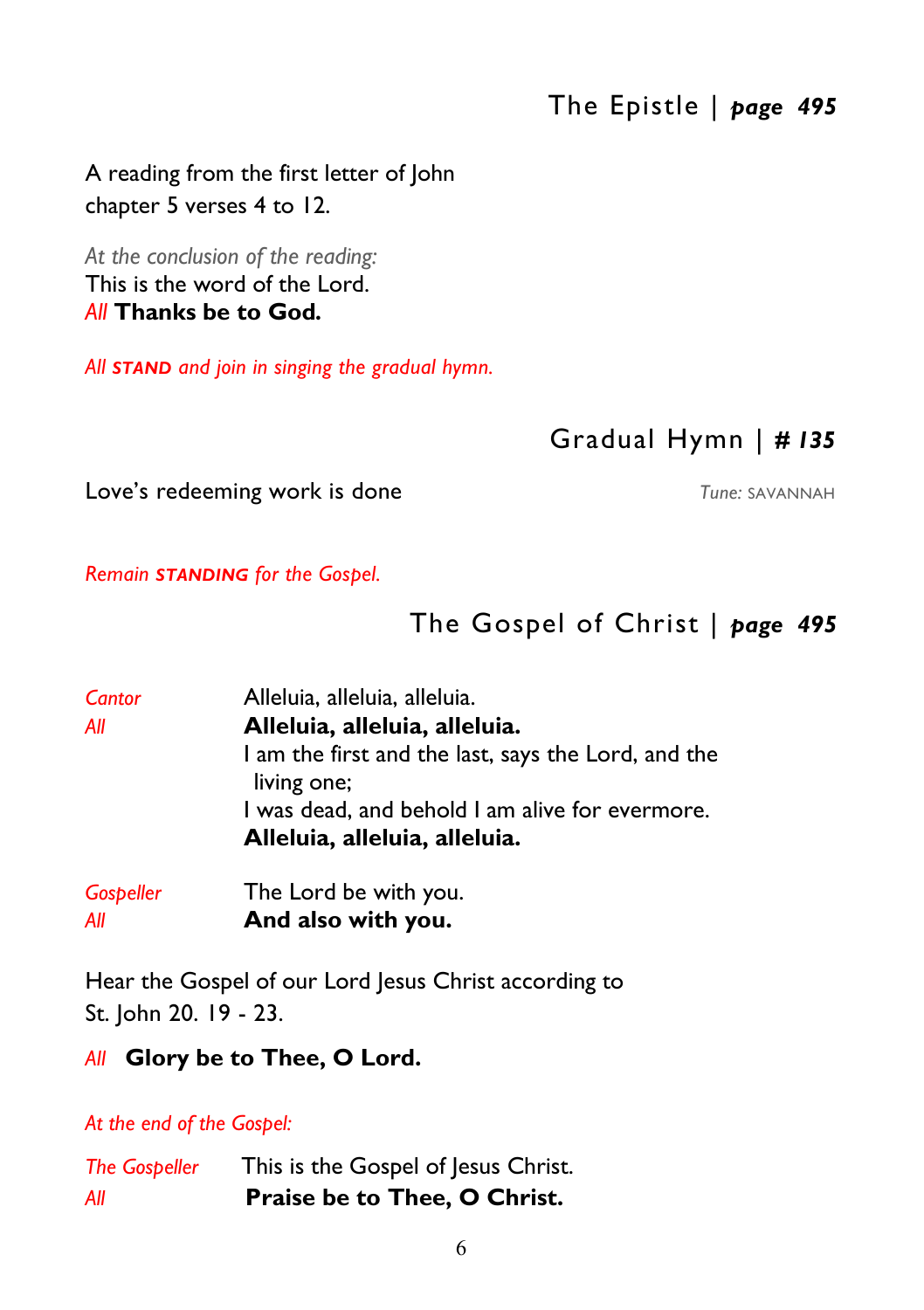## The Epistle | ***page 495***

A reading from the first letter of John
chapter 5 verses 4 to 12.

*At the conclusion of the reading:*
This is the word of the Lord.
*All* **Thanks be to God.**

*All **STAND** and join in singing the gradual hymn.*

## Gradual Hymn | ***# 135***

Love's redeeming work is done *Tune:* SAVANNAH

*Remain **STANDING** for the Gospel.*

## The Gospel of Christ | ***page 495***

*Cantor* Alleluia, alleluia, alleluia.
*All* **Alleluia, alleluia, alleluia.**
I am the first and the last, says the Lord, and the living one;
I was dead, and behold I am alive for evermore.
**Alleluia, alleluia, alleluia.**

*Gospeller* The Lord be with you.
*All* **And also with you.**

Hear the Gospel of our Lord Jesus Christ according to
St. John 20. 19 - 23.

*All* **Glory be to Thee, O Lord.**

*At the end of the Gospel:*

*The Gospeller* This is the Gospel of Jesus Christ.
*All* **Praise be to Thee, O Christ.**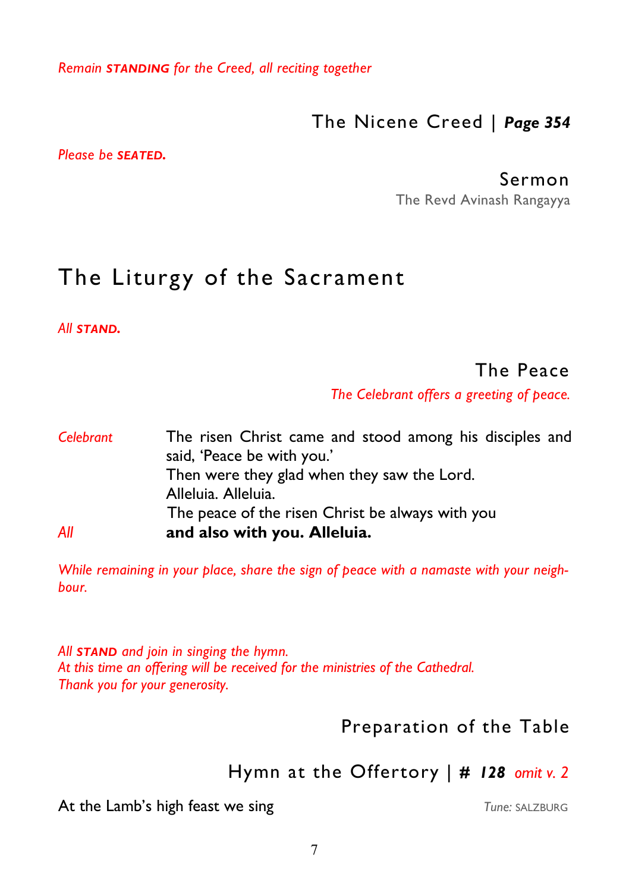*Remain **STANDING** for the Creed, all reciting together*

### The Nicene Creed | ***Page 354***

*Please be **SEATED.***

### Sermon

The Revd Avinash Rangayya

## The Liturgy of the Sacrament

*All **STAND.***

### The Peace

*The Celebrant offers a greeting of peace.*

| | |
|---|---|
| *Celebrant* | The risen Christ came and stood among his disciples and said, 'Peace be with you.'<br>Then were they glad when they saw the Lord.<br>Alleluia. Alleluia.<br>The peace of the risen Christ be always with you |
| *All* | **and also with you. Alleluia.** |

*While remaining in your place, share the sign of peace with a namaste with your neighbour.*

*All **STAND** and join in singing the hymn.*
*At this time an offering will be received for the ministries of the Cathedral.*
*Thank you for your generosity.*

### Preparation of the Table

### Hymn at the Offertory | ***# 128*** *omit v. 2*

At the Lamb's high feast we sing — *Tune:* SALZBURG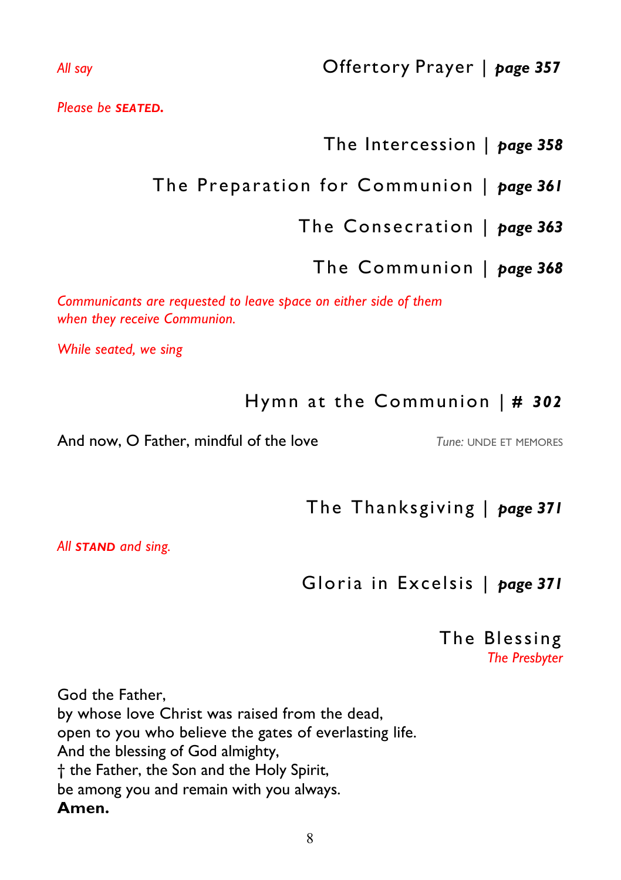*All say*

## Offertory Prayer | ***page 357***

*Please be **SEATED.***

## The Intercession | ***page 358***

## The Preparation for Communion | ***page 361***

## The Consecration | ***page 363***

## The Communion | ***page 368***

*Communicants are requested to leave space on either side of them when they receive Communion.*

*While seated, we sing*

## Hymn at the Communion | ***# 302***

And now, O Father, mindful of the love — *Tune:* UNDE ET MEMORES

## The Thanksgiving | ***page 371***

*All **STAND** and sing.*

## Gloria in Excelsis | ***page 371***

## The Blessing

*The Presbyter*

God the Father,
by whose love Christ was raised from the dead,
open to you who believe the gates of everlasting life.
And the blessing of God almighty,
† the Father, the Son and the Holy Spirit,
be among you and remain with you always.
**Amen.**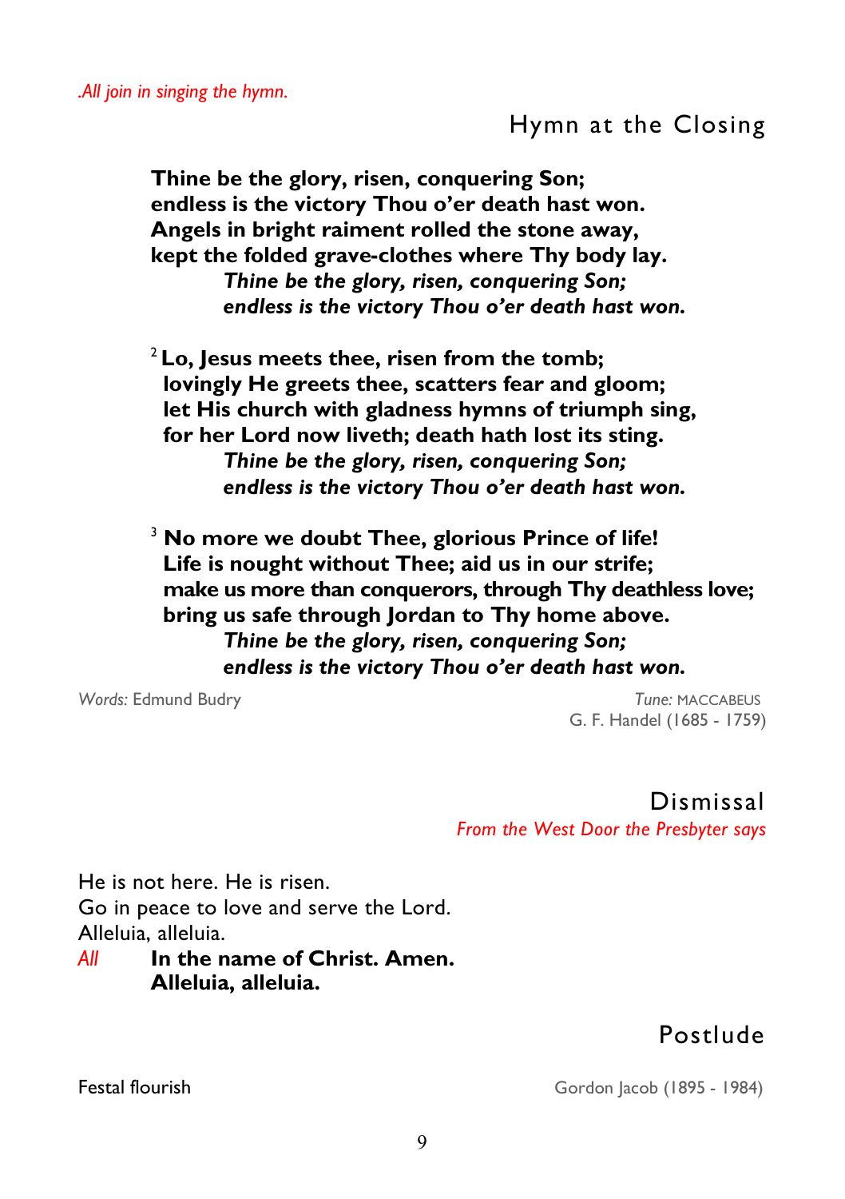*.All join in singing the hymn.*

## Hymn at the Closing

**Thine be the glory, risen, conquering Son;**
**endless is the victory Thou o'er death hast won.**
**Angels in bright raiment rolled the stone away,**
**kept the folded grave-clothes where Thy body lay.**
***Thine be the glory, risen, conquering Son;***
***endless is the victory Thou o'er death hast won.***

2 **Lo, Jesus meets thee, risen from the tomb;**
**lovingly He greets thee, scatters fear and gloom;**
**let His church with gladness hymns of triumph sing,**
**for her Lord now liveth; death hath lost its sting.**
***Thine be the glory, risen, conquering Son;***
***endless is the victory Thou o'er death hast won.***

3 **No more we doubt Thee, glorious Prince of life!**
**Life is nought without Thee; aid us in our strife;**
**make us more than conquerors, through Thy deathless love;**
**bring us safe through Jordan to Thy home above.**
***Thine be the glory, risen, conquering Son;***
***endless is the victory Thou o'er death hast won.***

*Words:* Edmund Budry

*Tune:* MACCABEUS
G. F. Handel (1685 - 1759)

## Dismissal

*From the West Door the Presbyter says*

He is not here. He is risen.
Go in peace to love and serve the Lord.
Alleluia, alleluia.

*All* **In the name of Christ. Amen.**
**Alleluia, alleluia.**

## Postlude

Festal flourish — Gordon Jacob (1895 - 1984)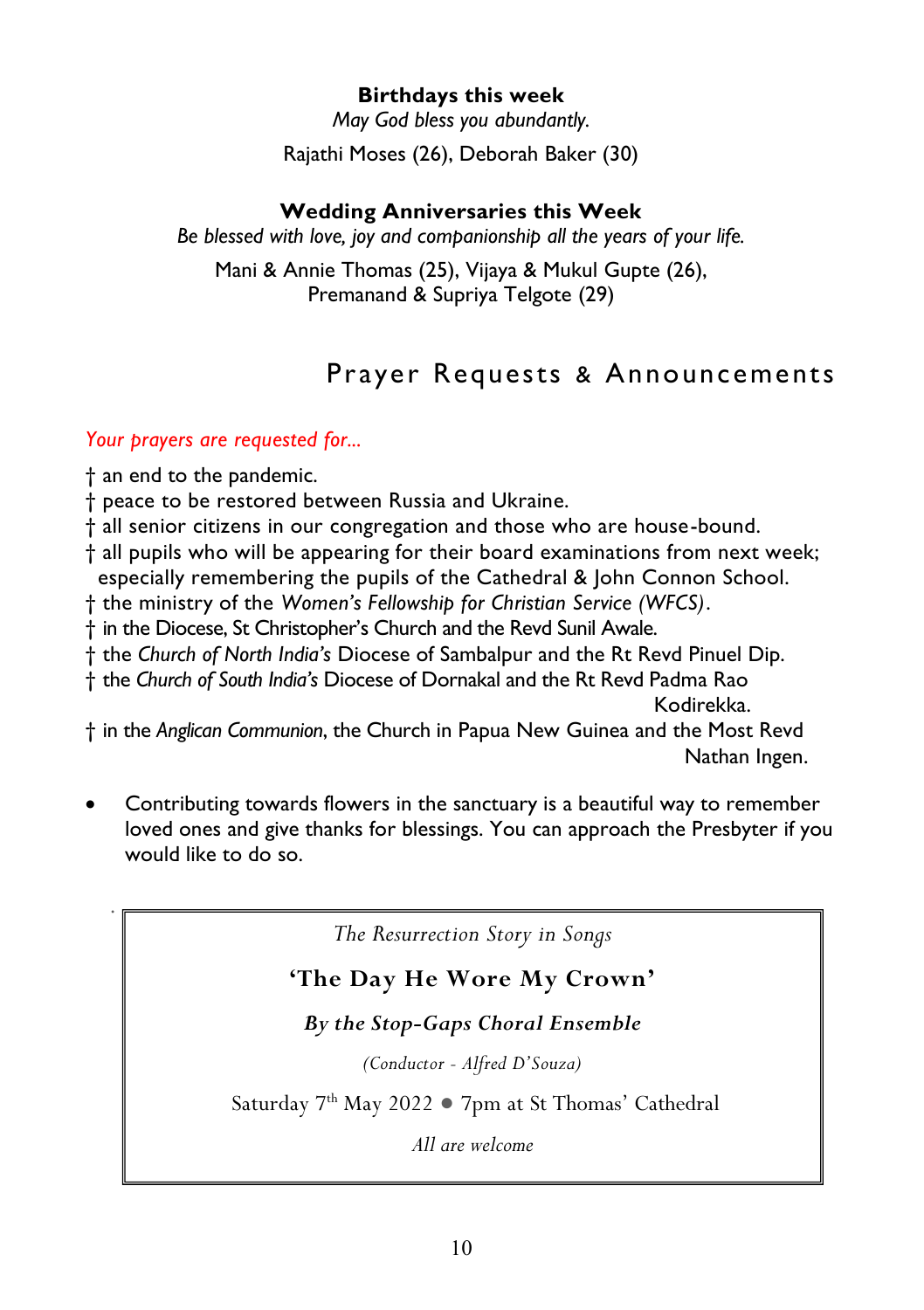**Birthdays this week**

*May God bless you abundantly.*

Rajathi Moses (26), Deborah Baker (30)

**Wedding Anniversaries this Week**

*Be blessed with love, joy and companionship all the years of your life.*

Mani & Annie Thomas (25), Vijaya & Mukul Gupte (26), Premanand & Supriya Telgote (29)

## Prayer Requests & Announcements

*Your prayers are requested for...*

† an end to the pandemic.
† peace to be restored between Russia and Ukraine.
† all senior citizens in our congregation and those who are house-bound.
† all pupils who will be appearing for their board examinations from next week; especially remembering the pupils of the Cathedral & John Connon School.
† the ministry of the *Women's Fellowship for Christian Service (WFCS)*.
† in the Diocese, St Christopher's Church and the Revd Sunil Awale.
† the *Church of North India's* Diocese of Sambalpur and the Rt Revd Pinuel Dip.
† the *Church of South India's* Diocese of Dornakal and the Rt Revd Padma Rao Kodirekka.
† in the *Anglican Communion*, the Church in Papua New Guinea and the Most Revd Nathan Ingen.

- Contributing towards flowers in the sanctuary is a beautiful way to remember loved ones and give thanks for blessings. You can approach the Presbyter if you would like to do so.

*The Resurrection Story in Songs*

**'The Day He Wore My Crown'**

***By the Stop-Gaps Choral Ensemble***

*(Conductor - Alfred D'Souza)*

Saturday 7th May 2022 ● 7pm at St Thomas' Cathedral

*All are welcome*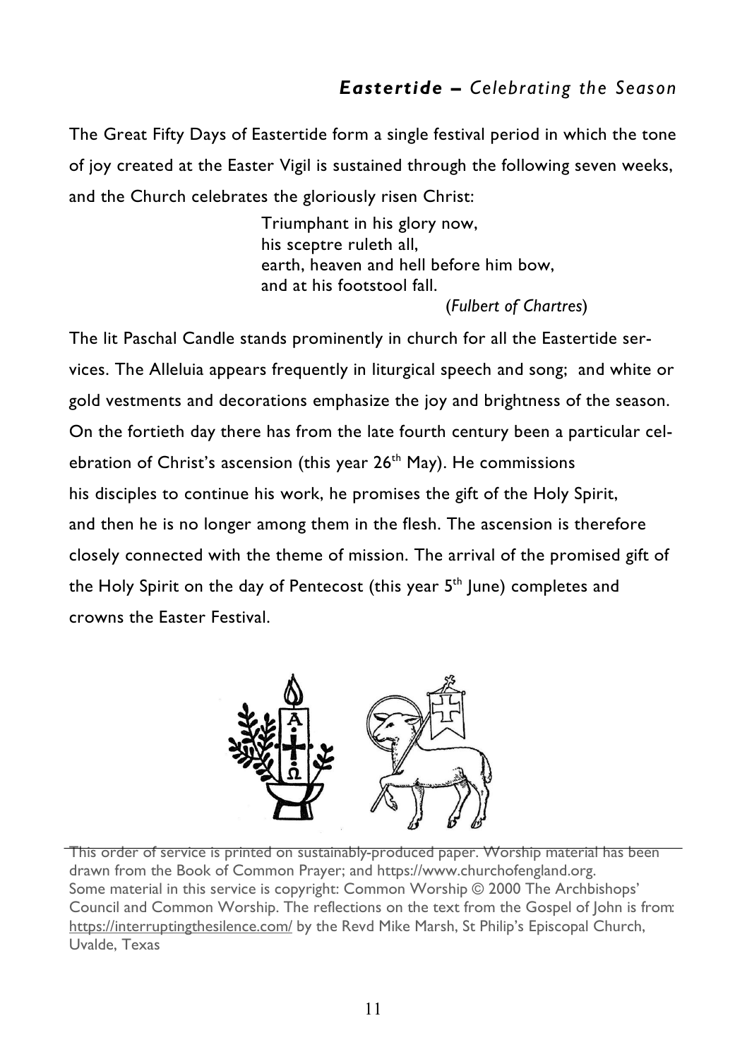## ***Eastertide –** Celebrating the Season*

The Great Fifty Days of Eastertide form a single festival period in which the tone of joy created at the Easter Vigil is sustained through the following seven weeks, and the Church celebrates the gloriously risen Christ:

> Triumphant in his glory now,
> his sceptre ruleth all,
> earth, heaven and hell before him bow,
> and at his footstool fall.
>
> (*Fulbert of Chartres*)

The lit Paschal Candle stands prominently in church for all the Eastertide services. The Alleluia appears frequently in liturgical speech and song; and white or gold vestments and decorations emphasize the joy and brightness of the season. On the fortieth day there has from the late fourth century been a particular celebration of Christ's ascension (this year 26th May). He commissions his disciples to continue his work, he promises the gift of the Holy Spirit, and then he is no longer among them in the flesh. The ascension is therefore closely connected with the theme of mission. The arrival of the promised gift of the Holy Spirit on the day of Pentecost (this year 5th June) completes and crowns the Easter Festival.

---

This order of service is printed on sustainably-produced paper. Worship material has been drawn from the Book of Common Prayer; and https://www.churchofengland.org. Some material in this service is copyright: Common Worship © 2000 The Archbishops' Council and Common Worship. The reflections on the text from the Gospel of John is from: https://interruptingthesilence.com/ by the Revd Mike Marsh, St Philip's Episcopal Church, Uvalde, Texas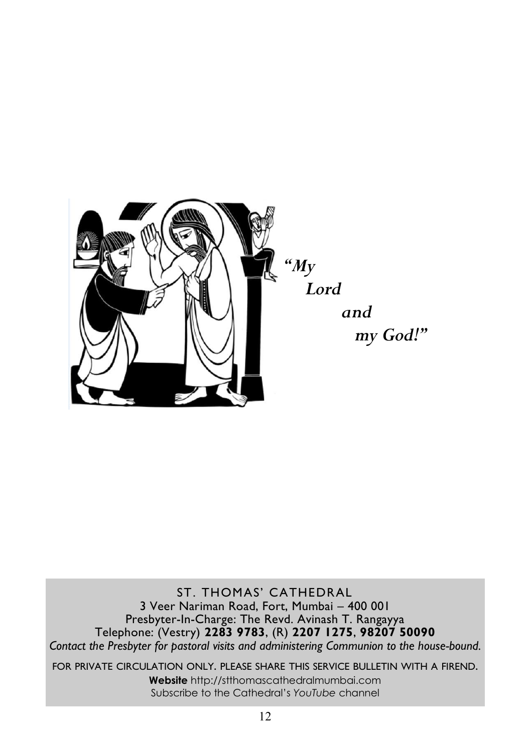***"My Lord and my God!"***

ST. THOMAS' CATHEDRAL
3 Veer Nariman Road, Fort, Mumbai – 400 001
Presbyter-In-Charge: The Revd. Avinash T. Rangayya
Telephone: (Vestry) **2283 9783**, (R) **2207 1275**, **98207 50090**
*Contact the Presbyter for pastoral visits and administering Communion to the house-bound.*

FOR PRIVATE CIRCULATION ONLY. PLEASE SHARE THIS SERVICE BULLETIN WITH A FIREND.
**Website** http://stthomascathedralmumbai.com
Subscribe to the Cathedral's *YouTube* channel